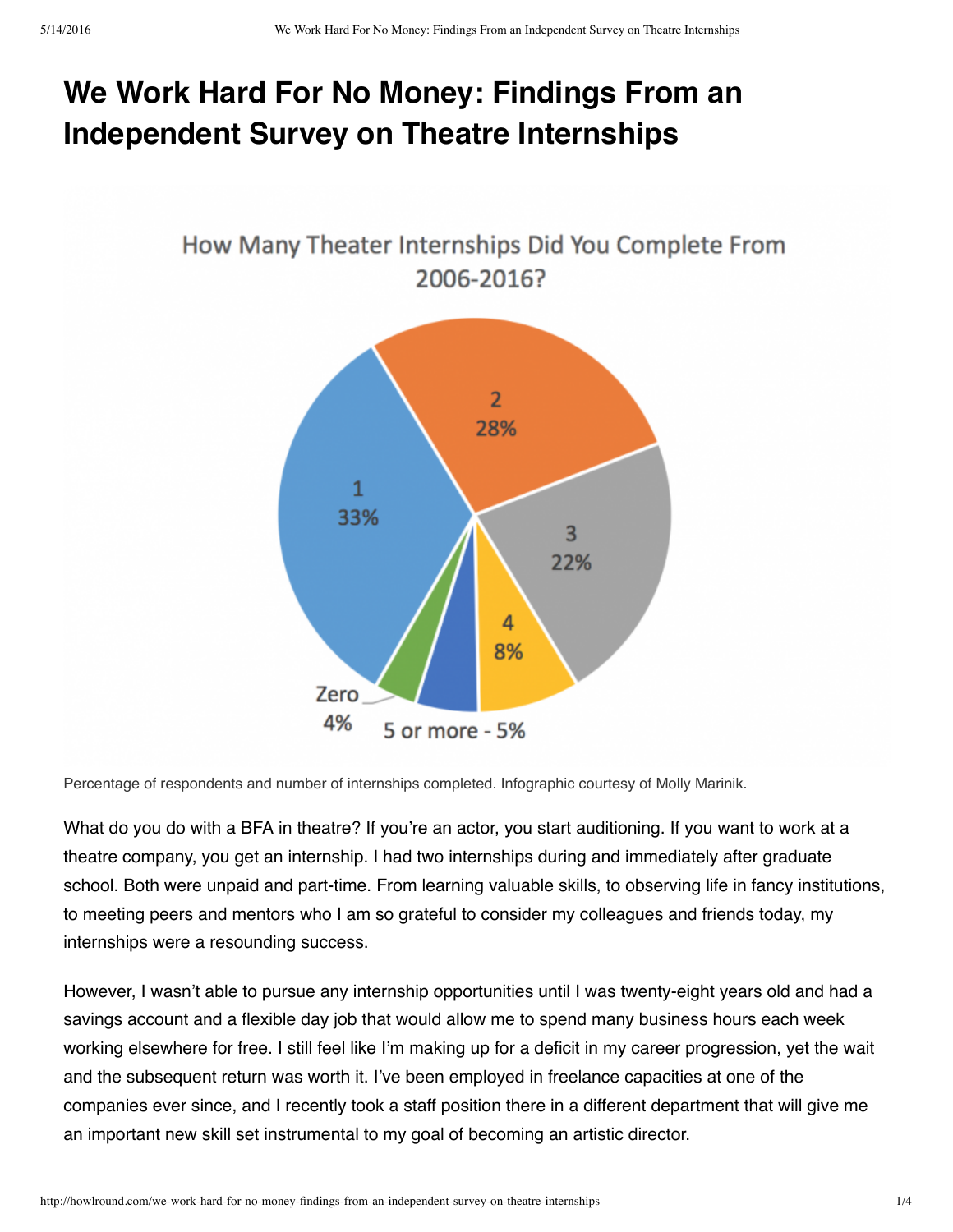# We Work Hard For No Money: Findings From an Independent Survey on Theatre Internships

How Many Theater Internships Did You Complete From 2006-2016?

| Number of internships | Percentage |
| --- | --- |
| Zero | 4% |
| 1 | 33% |
| 2 | 28% |
| 3 | 22% |
| 4 | 8% |
| 5 or more | 5% |

Percentage of respondents and number of internships completed. Infographic courtesy of Molly Marinik.

What do you do with a BFA in theatre? If you're an actor, you start auditioning. If you want to work at a theatre company, you get an internship. I had two internships during and immediately after graduate school. Both were unpaid and part-time. From learning valuable skills, to observing life in fancy institutions, to meeting peers and mentors who I am so grateful to consider my colleagues and friends today, my internships were a resounding success.

However, I wasn't able to pursue any internship opportunities until I was twenty-eight years old and had a savings account and a flexible day job that would allow me to spend many business hours each week working elsewhere for free. I still feel like I'm making up for a deficit in my career progression, yet the wait and the subsequent return was worth it. I've been employed in freelance capacities at one of the companies ever since, and I recently took a staff position there in a different department that will give me an important new skill set instrumental to my goal of becoming an artistic director.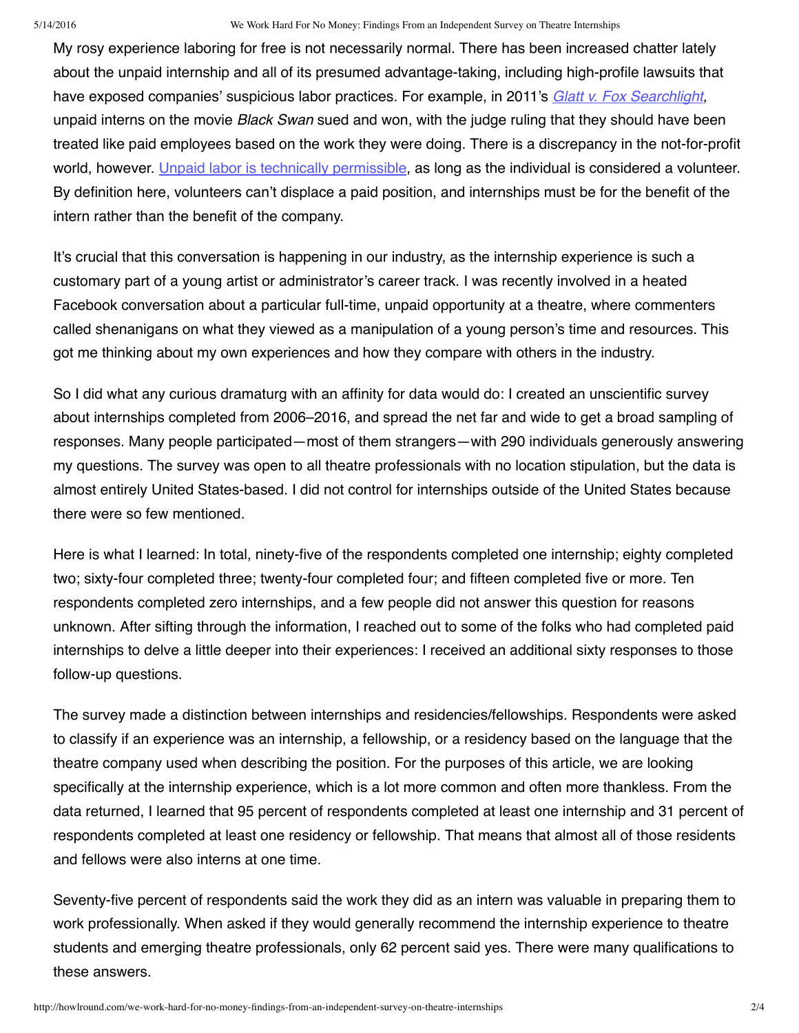My rosy experience laboring for free is not necessarily normal. There has been increased chatter lately about the unpaid internship and all of its presumed advantage-taking, including high-profile lawsuits that have exposed companies' suspicious labor practices. For example, in 2011's *Glatt v. Fox Searchlight*, unpaid interns on the movie *Black Swan* sued and won, with the judge ruling that they should have been treated like paid employees based on the work they were doing. There is a discrepancy in the not-for-profit world, however. Unpaid labor is technically permissible, as long as the individual is considered a volunteer. By definition here, volunteers can't displace a paid position, and internships must be for the benefit of the intern rather than the benefit of the company.

It's crucial that this conversation is happening in our industry, as the internship experience is such a customary part of a young artist or administrator's career track. I was recently involved in a heated Facebook conversation about a particular full-time, unpaid opportunity at a theatre, where commenters called shenanigans on what they viewed as a manipulation of a young person's time and resources. This got me thinking about my own experiences and how they compare with others in the industry.

So I did what any curious dramaturg with an affinity for data would do: I created an unscientific survey about internships completed from 2006–2016, and spread the net far and wide to get a broad sampling of responses. Many people participated—most of them strangers—with 290 individuals generously answering my questions. The survey was open to all theatre professionals with no location stipulation, but the data is almost entirely United States-based. I did not control for internships outside of the United States because there were so few mentioned.

Here is what I learned: In total, ninety-five of the respondents completed one internship; eighty completed two; sixty-four completed three; twenty-four completed four; and fifteen completed five or more. Ten respondents completed zero internships, and a few people did not answer this question for reasons unknown. After sifting through the information, I reached out to some of the folks who had completed paid internships to delve a little deeper into their experiences: I received an additional sixty responses to those follow-up questions.

The survey made a distinction between internships and residencies/fellowships. Respondents were asked to classify if an experience was an internship, a fellowship, or a residency based on the language that the theatre company used when describing the position. For the purposes of this article, we are looking specifically at the internship experience, which is a lot more common and often more thankless. From the data returned, I learned that 95 percent of respondents completed at least one internship and 31 percent of respondents completed at least one residency or fellowship. That means that almost all of those residents and fellows were also interns at one time.

Seventy-five percent of respondents said the work they did as an intern was valuable in preparing them to work professionally. When asked if they would generally recommend the internship experience to theatre students and emerging theatre professionals, only 62 percent said yes. There were many qualifications to these answers.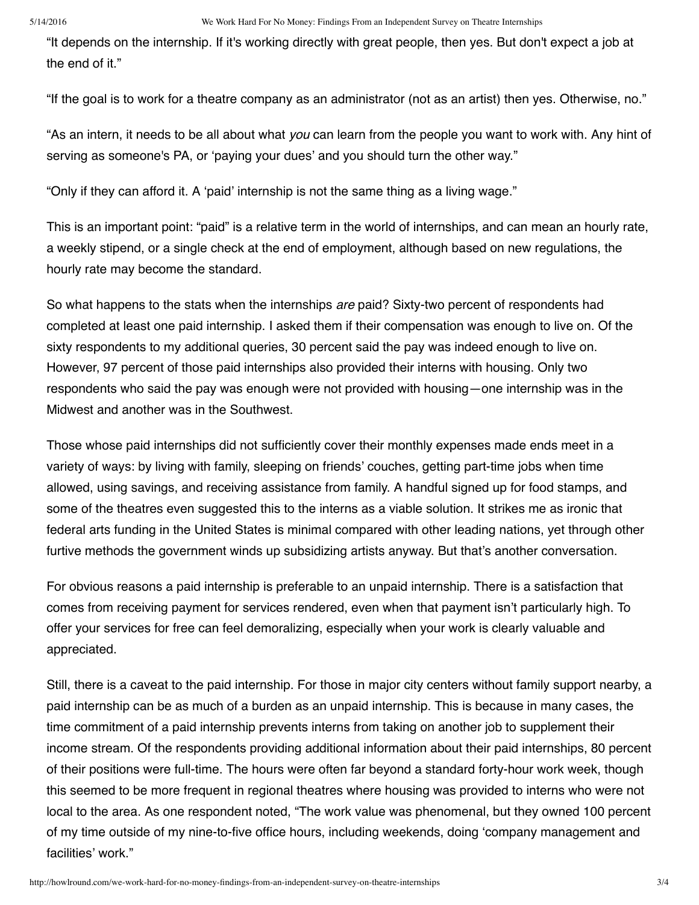"It depends on the internship. If it's working directly with great people, then yes. But don't expect a job at the end of it."

"If the goal is to work for a theatre company as an administrator (not as an artist) then yes. Otherwise, no."

"As an intern, it needs to be all about what *you* can learn from the people you want to work with. Any hint of serving as someone's PA, or 'paying your dues' and you should turn the other way."

"Only if they can afford it. A 'paid' internship is not the same thing as a living wage."

This is an important point: "paid" is a relative term in the world of internships, and can mean an hourly rate, a weekly stipend, or a single check at the end of employment, although based on new regulations, the hourly rate may become the standard.

So what happens to the stats when the internships *are* paid? Sixty-two percent of respondents had completed at least one paid internship. I asked them if their compensation was enough to live on. Of the sixty respondents to my additional queries, 30 percent said the pay was indeed enough to live on. However, 97 percent of those paid internships also provided their interns with housing. Only two respondents who said the pay was enough were not provided with housing—one internship was in the Midwest and another was in the Southwest.

Those whose paid internships did not sufficiently cover their monthly expenses made ends meet in a variety of ways: by living with family, sleeping on friends' couches, getting part-time jobs when time allowed, using savings, and receiving assistance from family. A handful signed up for food stamps, and some of the theatres even suggested this to the interns as a viable solution. It strikes me as ironic that federal arts funding in the United States is minimal compared with other leading nations, yet through other furtive methods the government winds up subsidizing artists anyway. But that's another conversation.

For obvious reasons a paid internship is preferable to an unpaid internship. There is a satisfaction that comes from receiving payment for services rendered, even when that payment isn't particularly high. To offer your services for free can feel demoralizing, especially when your work is clearly valuable and appreciated.

Still, there is a caveat to the paid internship. For those in major city centers without family support nearby, a paid internship can be as much of a burden as an unpaid internship. This is because in many cases, the time commitment of a paid internship prevents interns from taking on another job to supplement their income stream. Of the respondents providing additional information about their paid internships, 80 percent of their positions were full-time. The hours were often far beyond a standard forty-hour work week, though this seemed to be more frequent in regional theatres where housing was provided to interns who were not local to the area. As one respondent noted, "The work value was phenomenal, but they owned 100 percent of my time outside of my nine-to-five office hours, including weekends, doing 'company management and facilities' work."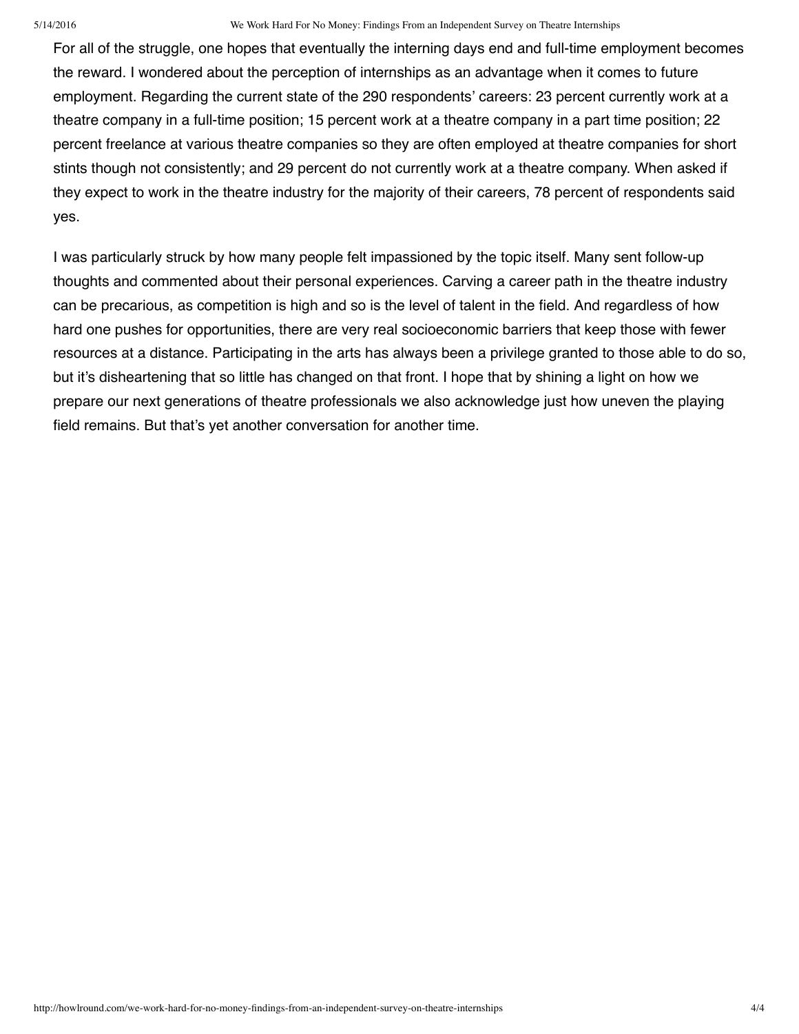For all of the struggle, one hopes that eventually the interning days end and full-time employment becomes the reward. I wondered about the perception of internships as an advantage when it comes to future employment. Regarding the current state of the 290 respondents' careers: 23 percent currently work at a theatre company in a full-time position; 15 percent work at a theatre company in a part time position; 22 percent freelance at various theatre companies so they are often employed at theatre companies for short stints though not consistently; and 29 percent do not currently work at a theatre company. When asked if they expect to work in the theatre industry for the majority of their careers, 78 percent of respondents said yes.

I was particularly struck by how many people felt impassioned by the topic itself. Many sent follow-up thoughts and commented about their personal experiences. Carving a career path in the theatre industry can be precarious, as competition is high and so is the level of talent in the field. And regardless of how hard one pushes for opportunities, there are very real socioeconomic barriers that keep those with fewer resources at a distance. Participating in the arts has always been a privilege granted to those able to do so, but it's disheartening that so little has changed on that front. I hope that by shining a light on how we prepare our next generations of theatre professionals we also acknowledge just how uneven the playing field remains. But that's yet another conversation for another time.